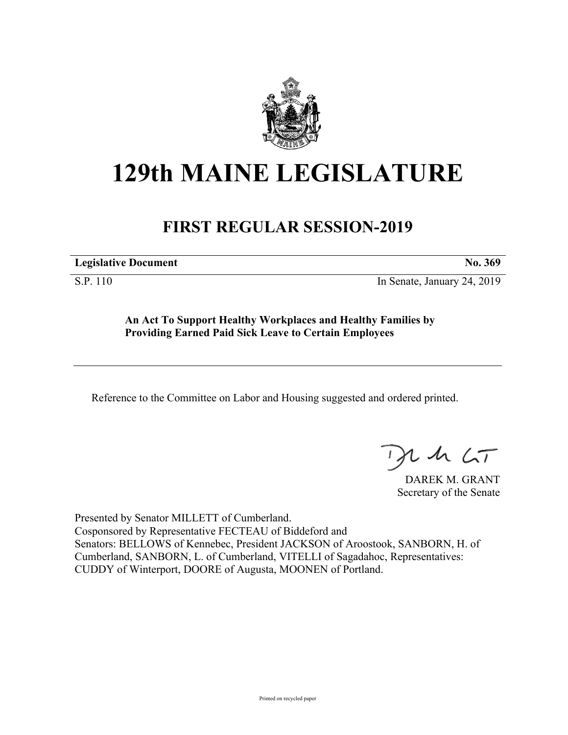# 129th MAINE LEGISLATURE

## FIRST REGULAR SESSION-2019

**Legislative Document** **No. 369**

S.P. 110 In Senate, January 24, 2019

**An Act To Support Healthy Workplaces and Healthy Families by Providing Earned Paid Sick Leave to Certain Employees**

Reference to the Committee on Labor and Housing suggested and ordered printed.

DAREK M. GRANT
Secretary of the Senate

Presented by Senator MILLETT of Cumberland.
Cosponsored by Representative FECTEAU of Biddeford and
Senators: BELLOWS of Kennebec, President JACKSON of Aroostook, SANBORN, H. of Cumberland, SANBORN, L. of Cumberland, VITELLI of Sagadahoc, Representatives: CUDDY of Winterport, DOORE of Augusta, MOONEN of Portland.

Printed on recycled paper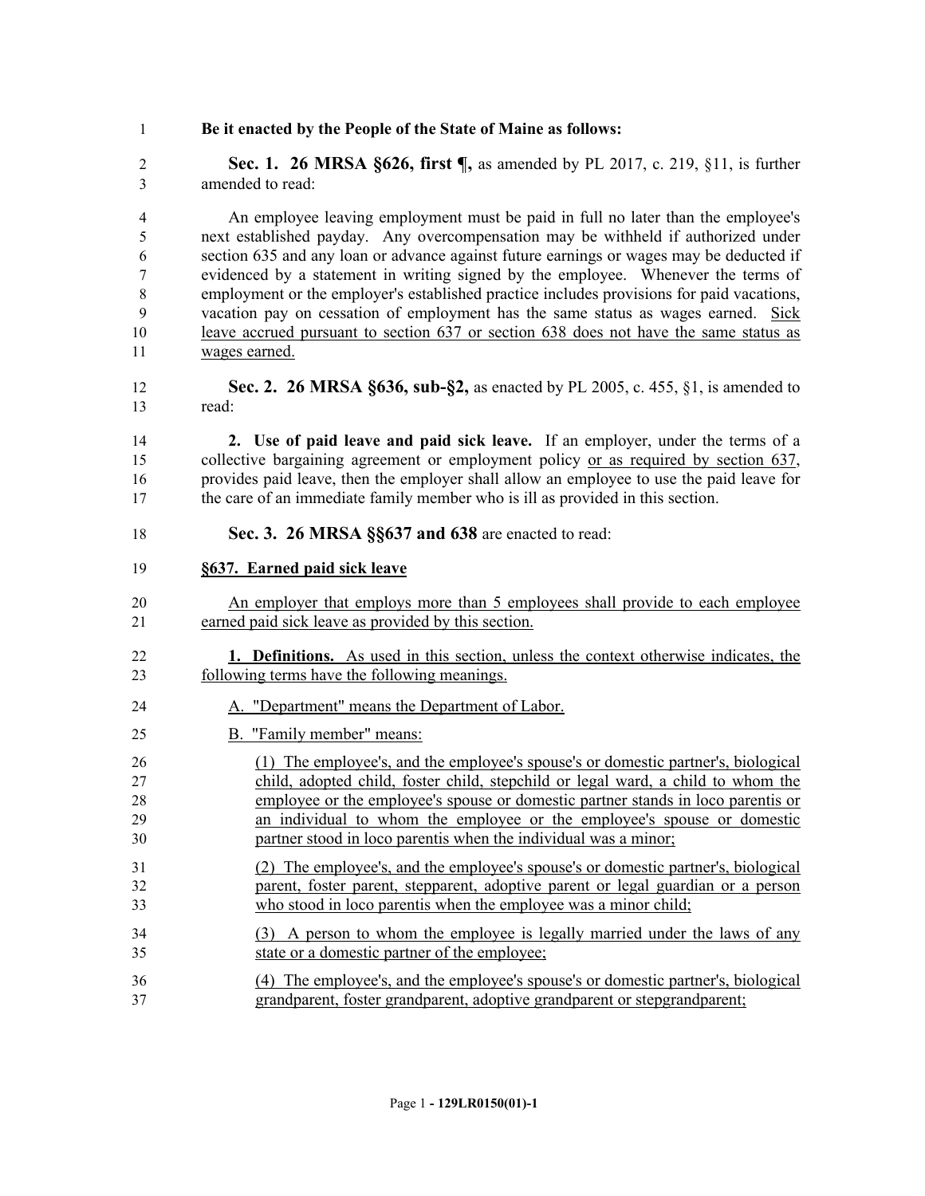**Be it enacted by the People of the State of Maine as follows:**

**Sec. 1. 26 MRSA §626, first ¶,** as amended by PL 2017, c. 219, §11, is further amended to read:

An employee leaving employment must be paid in full no later than the employee's next established payday. Any overcompensation may be withheld if authorized under section 635 and any loan or advance against future earnings or wages may be deducted if evidenced by a statement in writing signed by the employee. Whenever the terms of employment or the employer's established practice includes provisions for paid vacations, vacation pay on cessation of employment has the same status as wages earned. Sick leave accrued pursuant to section 637 or section 638 does not have the same status as wages earned.

**Sec. 2. 26 MRSA §636, sub-§2,** as enacted by PL 2005, c. 455, §1, is amended to read:

**2. Use of paid leave and paid sick leave.** If an employer, under the terms of a collective bargaining agreement or employment policy or as required by section 637, provides paid leave, then the employer shall allow an employee to use the paid leave for the care of an immediate family member who is ill as provided in this section.

**Sec. 3. 26 MRSA §§637 and 638** are enacted to read:

**§637. Earned paid sick leave**

An employer that employs more than 5 employees shall provide to each employee earned paid sick leave as provided by this section.

**1. Definitions.** As used in this section, unless the context otherwise indicates, the following terms have the following meanings.

A. "Department" means the Department of Labor.

B. "Family member" means:

(1) The employee's, and the employee's spouse's or domestic partner's, biological child, adopted child, foster child, stepchild or legal ward, a child to whom the employee or the employee's spouse or domestic partner stands in loco parentis or an individual to whom the employee or the employee's spouse or domestic partner stood in loco parentis when the individual was a minor;

(2) The employee's, and the employee's spouse's or domestic partner's, biological parent, foster parent, stepparent, adoptive parent or legal guardian or a person who stood in loco parentis when the employee was a minor child;

(3) A person to whom the employee is legally married under the laws of any state or a domestic partner of the employee;

(4) The employee's, and the employee's spouse's or domestic partner's, biological grandparent, foster grandparent, adoptive grandparent or stepgrandparent;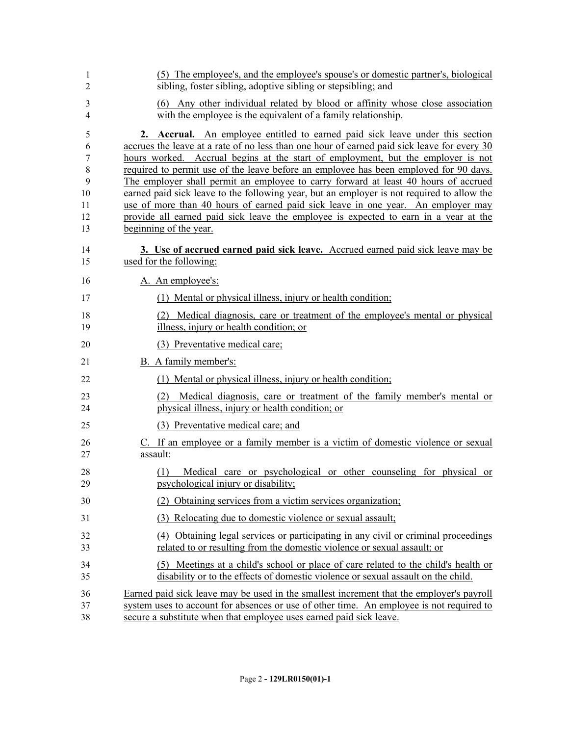(5) The employee's, and the employee's spouse's or domestic partner's, biological sibling, foster sibling, adoptive sibling or stepsibling; and

(6) Any other individual related by blood or affinity whose close association with the employee is the equivalent of a family relationship.

**2. Accrual.** An employee entitled to earned paid sick leave under this section accrues the leave at a rate of no less than one hour of earned paid sick leave for every 30 hours worked. Accrual begins at the start of employment, but the employer is not required to permit use of the leave before an employee has been employed for 90 days. The employer shall permit an employee to carry forward at least 40 hours of accrued earned paid sick leave to the following year, but an employer is not required to allow the use of more than 40 hours of earned paid sick leave in one year. An employer may provide all earned paid sick leave the employee is expected to earn in a year at the beginning of the year.

**3. Use of accrued earned paid sick leave.** Accrued earned paid sick leave may be used for the following:

A. An employee's:

(1) Mental or physical illness, injury or health condition;

(2) Medical diagnosis, care or treatment of the employee's mental or physical illness, injury or health condition; or

(3) Preventative medical care;

B. A family member's:

(1) Mental or physical illness, injury or health condition;

(2) Medical diagnosis, care or treatment of the family member's mental or physical illness, injury or health condition; or

(3) Preventative medical care; and

C. If an employee or a family member is a victim of domestic violence or sexual assault:

(1) Medical care or psychological or other counseling for physical or psychological injury or disability;

(2) Obtaining services from a victim services organization;

(3) Relocating due to domestic violence or sexual assault;

(4) Obtaining legal services or participating in any civil or criminal proceedings related to or resulting from the domestic violence or sexual assault; or

(5) Meetings at a child's school or place of care related to the child's health or disability or to the effects of domestic violence or sexual assault on the child.

Earned paid sick leave may be used in the smallest increment that the employer's payroll system uses to account for absences or use of other time. An employee is not required to secure a substitute when that employee uses earned paid sick leave.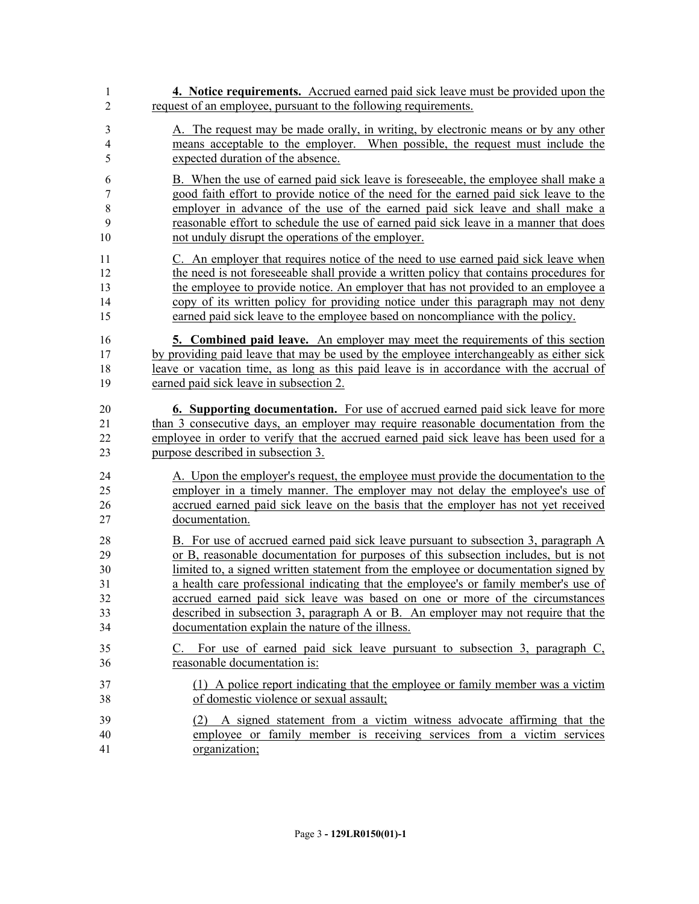**4. Notice requirements.** Accrued earned paid sick leave must be provided upon the request of an employee, pursuant to the following requirements.

A. The request may be made orally, in writing, by electronic means or by any other means acceptable to the employer. When possible, the request must include the expected duration of the absence.

B. When the use of earned paid sick leave is foreseeable, the employee shall make a good faith effort to provide notice of the need for the earned paid sick leave to the employer in advance of the use of the earned paid sick leave and shall make a reasonable effort to schedule the use of earned paid sick leave in a manner that does not unduly disrupt the operations of the employer.

C. An employer that requires notice of the need to use earned paid sick leave when the need is not foreseeable shall provide a written policy that contains procedures for the employee to provide notice. An employer that has not provided to an employee a copy of its written policy for providing notice under this paragraph may not deny earned paid sick leave to the employee based on noncompliance with the policy.

**5. Combined paid leave.** An employer may meet the requirements of this section by providing paid leave that may be used by the employee interchangeably as either sick leave or vacation time, as long as this paid leave is in accordance with the accrual of earned paid sick leave in subsection 2.

**6. Supporting documentation.** For use of accrued earned paid sick leave for more than 3 consecutive days, an employer may require reasonable documentation from the employee in order to verify that the accrued earned paid sick leave has been used for a purpose described in subsection 3.

A. Upon the employer's request, the employee must provide the documentation to the employer in a timely manner. The employer may not delay the employee's use of accrued earned paid sick leave on the basis that the employer has not yet received documentation.

B. For use of accrued earned paid sick leave pursuant to subsection 3, paragraph A or B, reasonable documentation for purposes of this subsection includes, but is not limited to, a signed written statement from the employee or documentation signed by a health care professional indicating that the employee's or family member's use of accrued earned paid sick leave was based on one or more of the circumstances described in subsection 3, paragraph A or B. An employer may not require that the documentation explain the nature of the illness.

C. For use of earned paid sick leave pursuant to subsection 3, paragraph C, reasonable documentation is:

(1) A police report indicating that the employee or family member was a victim of domestic violence or sexual assault;

(2) A signed statement from a victim witness advocate affirming that the employee or family member is receiving services from a victim services organization;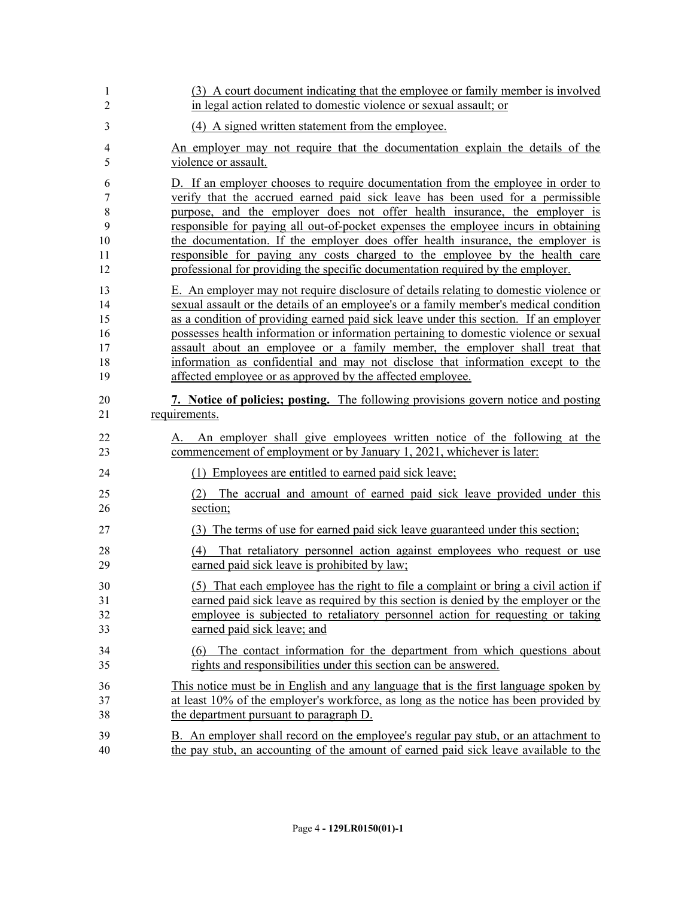(3) A court document indicating that the employee or family member is involved in legal action related to domestic violence or sexual assault; or

(4) A signed written statement from the employee.

An employer may not require that the documentation explain the details of the violence or assault.

D. If an employer chooses to require documentation from the employee in order to verify that the accrued earned paid sick leave has been used for a permissible purpose, and the employer does not offer health insurance, the employer is responsible for paying all out-of-pocket expenses the employee incurs in obtaining the documentation. If the employer does offer health insurance, the employer is responsible for paying any costs charged to the employee by the health care professional for providing the specific documentation required by the employer.

E. An employer may not require disclosure of details relating to domestic violence or sexual assault or the details of an employee's or a family member's medical condition as a condition of providing earned paid sick leave under this section. If an employer possesses health information or information pertaining to domestic violence or sexual assault about an employee or a family member, the employer shall treat that information as confidential and may not disclose that information except to the affected employee or as approved by the affected employee.

**7. Notice of policies; posting.** The following provisions govern notice and posting requirements.

A. An employer shall give employees written notice of the following at the commencement of employment or by January 1, 2021, whichever is later:

(1) Employees are entitled to earned paid sick leave;

(2) The accrual and amount of earned paid sick leave provided under this section;

(3) The terms of use for earned paid sick leave guaranteed under this section;

(4) That retaliatory personnel action against employees who request or use earned paid sick leave is prohibited by law;

(5) That each employee has the right to file a complaint or bring a civil action if earned paid sick leave as required by this section is denied by the employer or the employee is subjected to retaliatory personnel action for requesting or taking earned paid sick leave; and

(6) The contact information for the department from which questions about rights and responsibilities under this section can be answered.

This notice must be in English and any language that is the first language spoken by at least 10% of the employer's workforce, as long as the notice has been provided by the department pursuant to paragraph D.

B. An employer shall record on the employee's regular pay stub, or an attachment to the pay stub, an accounting of the amount of earned paid sick leave available to the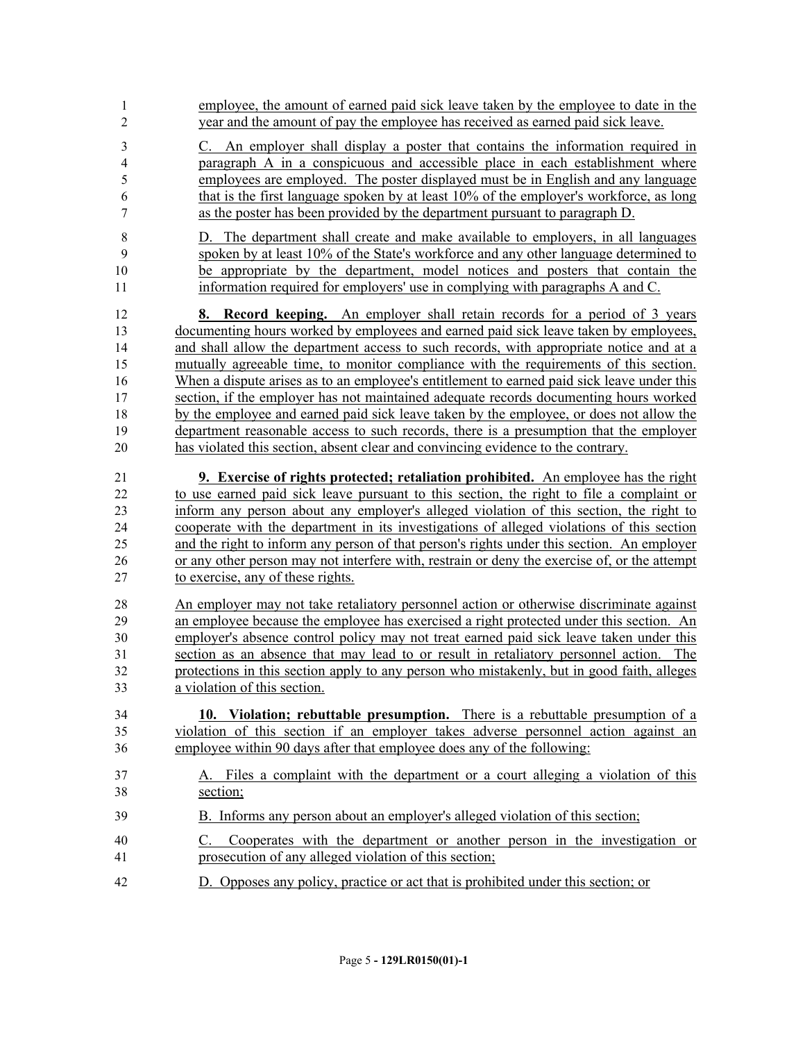employee, the amount of earned paid sick leave taken by the employee to date in the year and the amount of pay the employee has received as earned paid sick leave.

C. An employer shall display a poster that contains the information required in paragraph A in a conspicuous and accessible place in each establishment where employees are employed. The poster displayed must be in English and any language that is the first language spoken by at least 10% of the employer's workforce, as long as the poster has been provided by the department pursuant to paragraph D.

D. The department shall create and make available to employers, in all languages spoken by at least 10% of the State's workforce and any other language determined to be appropriate by the department, model notices and posters that contain the information required for employers' use in complying with paragraphs A and C.

**8. Record keeping.** An employer shall retain records for a period of 3 years documenting hours worked by employees and earned paid sick leave taken by employees, and shall allow the department access to such records, with appropriate notice and at a mutually agreeable time, to monitor compliance with the requirements of this section. When a dispute arises as to an employee's entitlement to earned paid sick leave under this section, if the employer has not maintained adequate records documenting hours worked by the employee and earned paid sick leave taken by the employee, or does not allow the department reasonable access to such records, there is a presumption that the employer has violated this section, absent clear and convincing evidence to the contrary.

**9. Exercise of rights protected; retaliation prohibited.** An employee has the right to use earned paid sick leave pursuant to this section, the right to file a complaint or inform any person about any employer's alleged violation of this section, the right to cooperate with the department in its investigations of alleged violations of this section and the right to inform any person of that person's rights under this section. An employer or any other person may not interfere with, restrain or deny the exercise of, or the attempt to exercise, any of these rights.

An employer may not take retaliatory personnel action or otherwise discriminate against an employee because the employee has exercised a right protected under this section. An employer's absence control policy may not treat earned paid sick leave taken under this section as an absence that may lead to or result in retaliatory personnel action. The protections in this section apply to any person who mistakenly, but in good faith, alleges a violation of this section.

**10. Violation; rebuttable presumption.** There is a rebuttable presumption of a violation of this section if an employer takes adverse personnel action against an employee within 90 days after that employee does any of the following:

A. Files a complaint with the department or a court alleging a violation of this section;

B. Informs any person about an employer's alleged violation of this section;

C. Cooperates with the department or another person in the investigation or prosecution of any alleged violation of this section;

D. Opposes any policy, practice or act that is prohibited under this section; or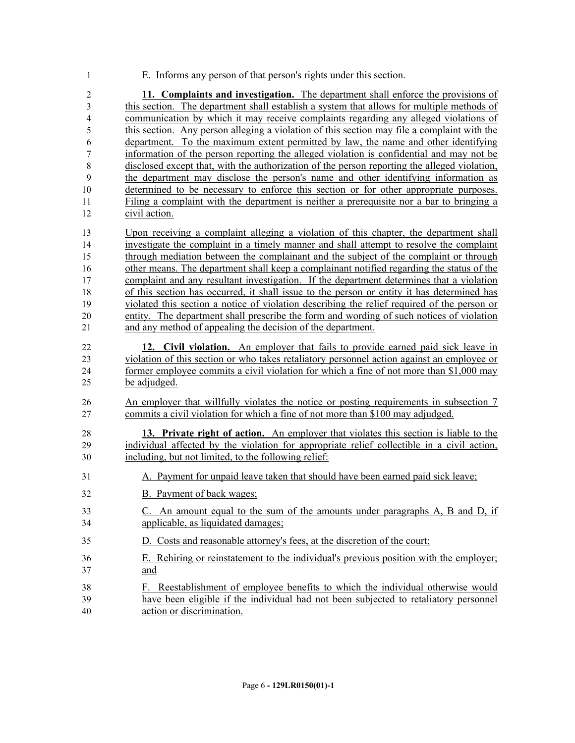E. Informs any person of that person's rights under this section.

**11. Complaints and investigation.** The department shall enforce the provisions of this section. The department shall establish a system that allows for multiple methods of communication by which it may receive complaints regarding any alleged violations of this section. Any person alleging a violation of this section may file a complaint with the department. To the maximum extent permitted by law, the name and other identifying information of the person reporting the alleged violation is confidential and may not be disclosed except that, with the authorization of the person reporting the alleged violation, the department may disclose the person's name and other identifying information as determined to be necessary to enforce this section or for other appropriate purposes. Filing a complaint with the department is neither a prerequisite nor a bar to bringing a civil action.

Upon receiving a complaint alleging a violation of this chapter, the department shall investigate the complaint in a timely manner and shall attempt to resolve the complaint through mediation between the complainant and the subject of the complaint or through other means. The department shall keep a complainant notified regarding the status of the complaint and any resultant investigation. If the department determines that a violation of this section has occurred, it shall issue to the person or entity it has determined has violated this section a notice of violation describing the relief required of the person or entity. The department shall prescribe the form and wording of such notices of violation and any method of appealing the decision of the department.

**12. Civil violation.** An employer that fails to provide earned paid sick leave in violation of this section or who takes retaliatory personnel action against an employee or former employee commits a civil violation for which a fine of not more than $1,000 may be adjudged.

An employer that willfully violates the notice or posting requirements in subsection 7 commits a civil violation for which a fine of not more than $100 may adjudged.

**13. Private right of action.** An employer that violates this section is liable to the individual affected by the violation for appropriate relief collectible in a civil action, including, but not limited, to the following relief:

A. Payment for unpaid leave taken that should have been earned paid sick leave;

B. Payment of back wages;

C. An amount equal to the sum of the amounts under paragraphs A, B and D, if applicable, as liquidated damages;

D. Costs and reasonable attorney's fees, at the discretion of the court;

E. Rehiring or reinstatement to the individual's previous position with the employer; and

F. Reestablishment of employee benefits to which the individual otherwise would have been eligible if the individual had not been subjected to retaliatory personnel action or discrimination.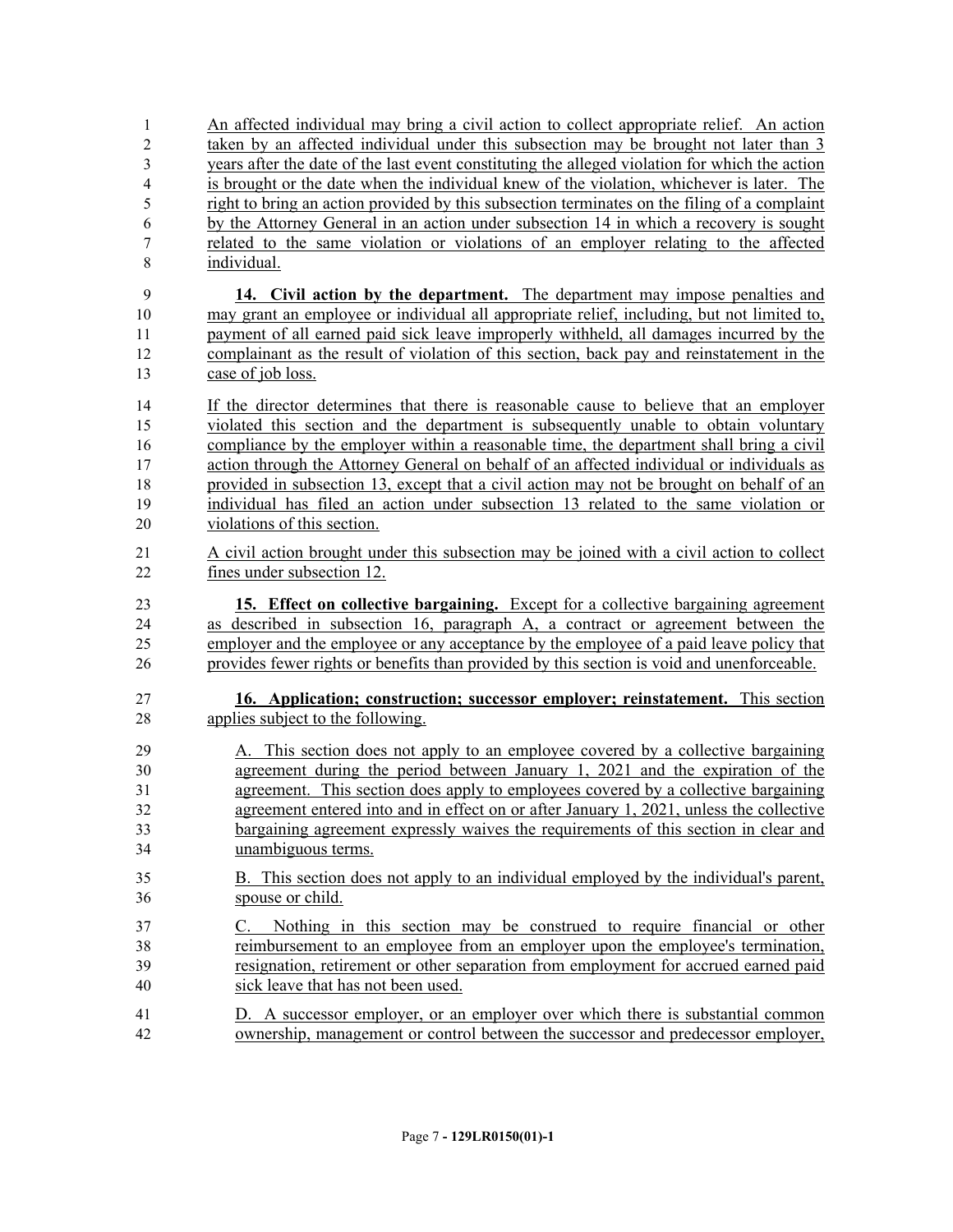An affected individual may bring a civil action to collect appropriate relief. An action taken by an affected individual under this subsection may be brought not later than 3 years after the date of the last event constituting the alleged violation for which the action is brought or the date when the individual knew of the violation, whichever is later. The right to bring an action provided by this subsection terminates on the filing of a complaint by the Attorney General in an action under subsection 14 in which a recovery is sought related to the same violation or violations of an employer relating to the affected individual.

**14. Civil action by the department.** The department may impose penalties and may grant an employee or individual all appropriate relief, including, but not limited to, payment of all earned paid sick leave improperly withheld, all damages incurred by the complainant as the result of violation of this section, back pay and reinstatement in the case of job loss.

If the director determines that there is reasonable cause to believe that an employer violated this section and the department is subsequently unable to obtain voluntary compliance by the employer within a reasonable time, the department shall bring a civil action through the Attorney General on behalf of an affected individual or individuals as provided in subsection 13, except that a civil action may not be brought on behalf of an individual has filed an action under subsection 13 related to the same violation or violations of this section.

A civil action brought under this subsection may be joined with a civil action to collect fines under subsection 12.

**15. Effect on collective bargaining.** Except for a collective bargaining agreement as described in subsection 16, paragraph A, a contract or agreement between the employer and the employee or any acceptance by the employee of a paid leave policy that provides fewer rights or benefits than provided by this section is void and unenforceable.

**16. Application; construction; successor employer; reinstatement.** This section applies subject to the following.

A. This section does not apply to an employee covered by a collective bargaining agreement during the period between January 1, 2021 and the expiration of the agreement. This section does apply to employees covered by a collective bargaining agreement entered into and in effect on or after January 1, 2021, unless the collective bargaining agreement expressly waives the requirements of this section in clear and unambiguous terms.

B. This section does not apply to an individual employed by the individual's parent, spouse or child.

C. Nothing in this section may be construed to require financial or other reimbursement to an employee from an employer upon the employee's termination, resignation, retirement or other separation from employment for accrued earned paid sick leave that has not been used.

D. A successor employer, or an employer over which there is substantial common ownership, management or control between the successor and predecessor employer,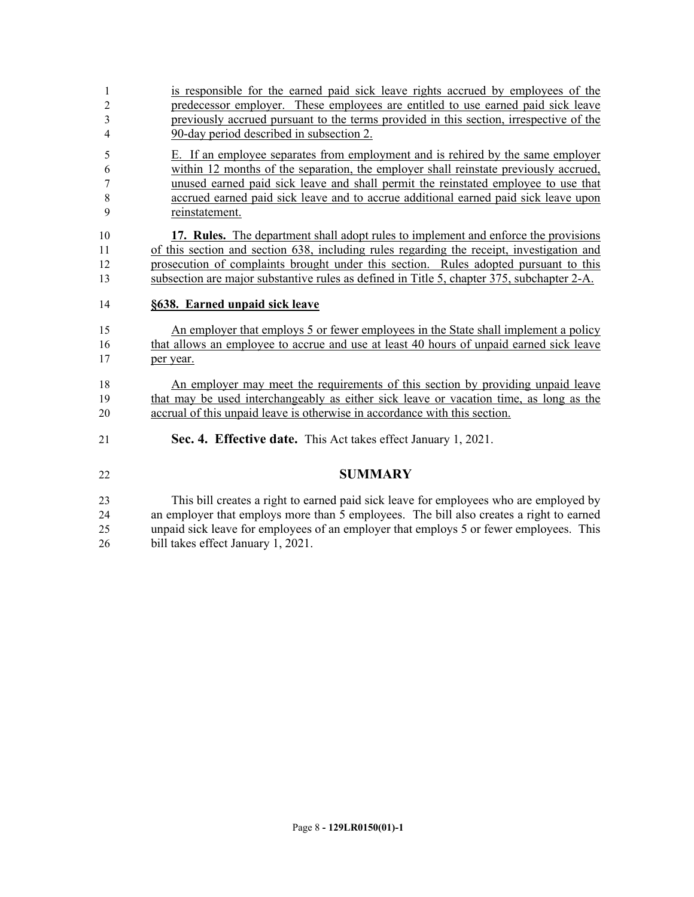is responsible for the earned paid sick leave rights accrued by employees of the predecessor employer. These employees are entitled to use earned paid sick leave previously accrued pursuant to the terms provided in this section, irrespective of the 90-day period described in subsection 2.

E. If an employee separates from employment and is rehired by the same employer within 12 months of the separation, the employer shall reinstate previously accrued, unused earned paid sick leave and shall permit the reinstated employee to use that accrued earned paid sick leave and to accrue additional earned paid sick leave upon reinstatement.

**17. Rules.** The department shall adopt rules to implement and enforce the provisions of this section and section 638, including rules regarding the receipt, investigation and prosecution of complaints brought under this section. Rules adopted pursuant to this subsection are major substantive rules as defined in Title 5, chapter 375, subchapter 2-A.

**§638. Earned unpaid sick leave**

An employer that employs 5 or fewer employees in the State shall implement a policy that allows an employee to accrue and use at least 40 hours of unpaid earned sick leave per year.

An employer may meet the requirements of this section by providing unpaid leave that may be used interchangeably as either sick leave or vacation time, as long as the accrual of this unpaid leave is otherwise in accordance with this section.

**Sec. 4. Effective date.** This Act takes effect January 1, 2021.

## SUMMARY

This bill creates a right to earned paid sick leave for employees who are employed by an employer that employs more than 5 employees. The bill also creates a right to earned unpaid sick leave for employees of an employer that employs 5 or fewer employees. This bill takes effect January 1, 2021.